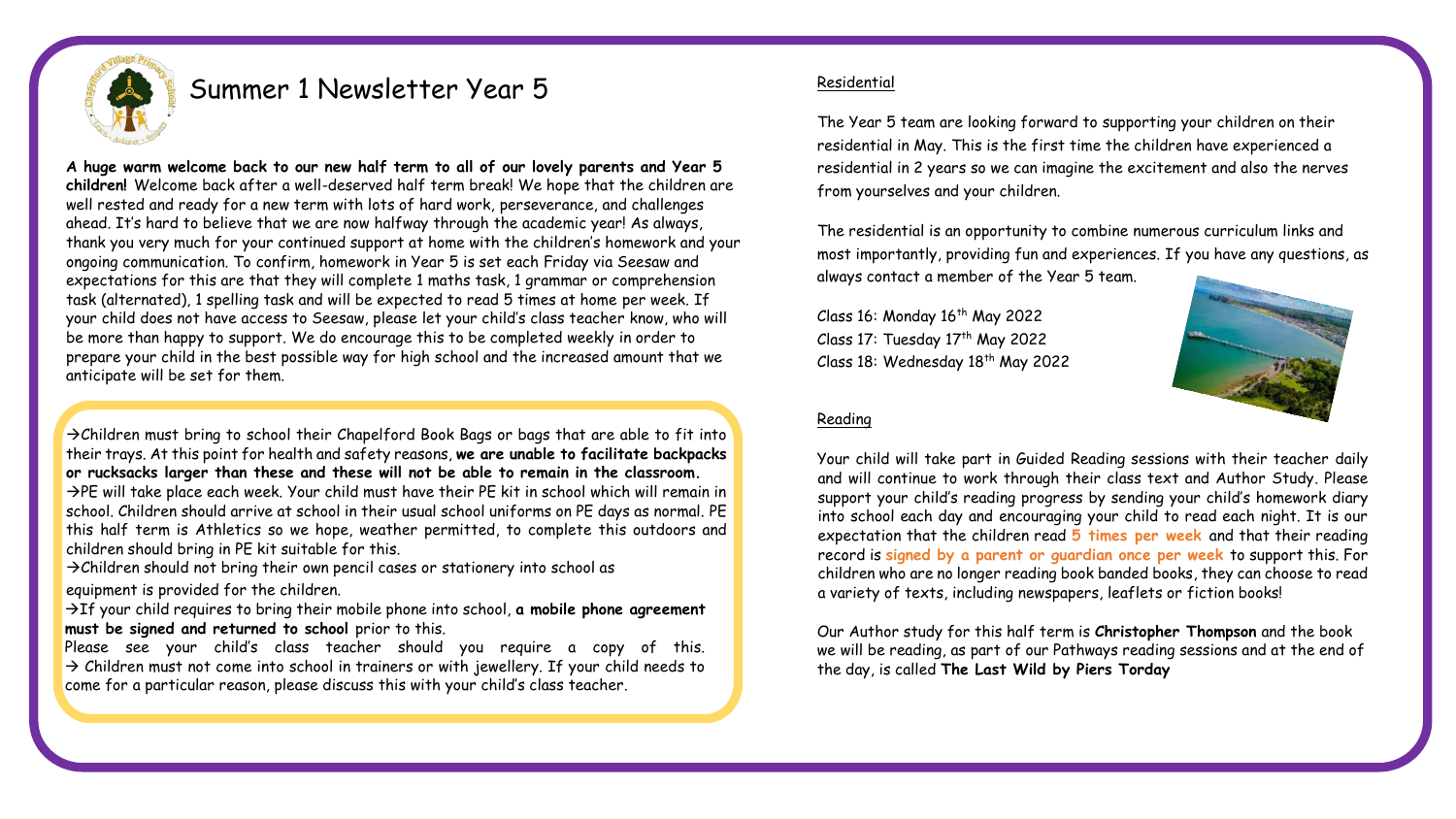# Summer 1 Newsletter Year 5

**A huge warm welcome back to our new half term to all of our lovely parents and Year 5 children!** Welcome back after a well-deserved half term break! We hope that the children are well rested and ready for a new term with lots of hard work, perseverance, and challenges ahead. It's hard to believe that we are now halfway through the academic year! As always, thank you very much for your continued support at home with the children's homework and your ongoing communication. To confirm, homework in Year 5 is set each Friday via Seesaw and expectations for this are that they will complete 1 maths task, 1 grammar or comprehension task (alternated), 1 spelling task and will be expected to read 5 times at home per week. If your child does not have access to Seesaw, please let your child's class teacher know, who will be more than happy to support. We do encourage this to be completed weekly in order to prepare your child in the best possible way for high school and the increased amount that we anticipate will be set for them.

→Children must bring to school their Chapelford Book Bags or bags that are able to fit into their trays. At this point for health and safety reasons, **we are unable to facilitate backpacks or rucksacks larger than these and these will not be able to remain in the classroom.**

→PE will take place each week. Your child must have their PE kit in school which will remain in school. Children should arrive at school in their usual school uniforms on PE days as normal. PE this half term is Athletics so we hope, weather permitted, to complete this outdoors and children should bring in PE kit suitable for this.

→Children should not bring their own pencil cases or stationery into school as equipment is provided for the children.

→If your child requires to bring their mobile phone into school, **a mobile phone agreement must be signed and returned to school** prior to this. Please see your child's class teacher should you require a copy of this.

→ Children must not come into school in trainers or with jewellery. If your child needs to come for a particular reason, please discuss this with your child's class teacher.

## Residential

The Year 5 team are looking forward to supporting your children on their residential in May. This is the first time the children have experienced a residential in 2 years so we can imagine the excitement and also the nerves from yourselves and your children.

The residential is an opportunity to combine numerous curriculum links and most importantly, providing fun and experiences. If you have any questions, as always contact a member of the Year 5 team.

Class 16: Monday 16th May 2022
Class 17: Tuesday 17th May 2022
Class 18: Wednesday 18th May 2022

## Reading

Your child will take part in Guided Reading sessions with their teacher daily and will continue to work through their class text and Author Study. Please support your child's reading progress by sending your child's homework diary into school each day and encouraging your child to read each night. It is our expectation that the children read **5 times per week** and that their reading record is **signed by a parent or guardian once per week** to support this. For children who are no longer reading book banded books, they can choose to read a variety of texts, including newspapers, leaflets or fiction books!

Our Author study for this half term is **Christopher Thompson** and the book we will be reading, as part of our Pathways reading sessions and at the end of the day, is called **The Last Wild by Piers Torday**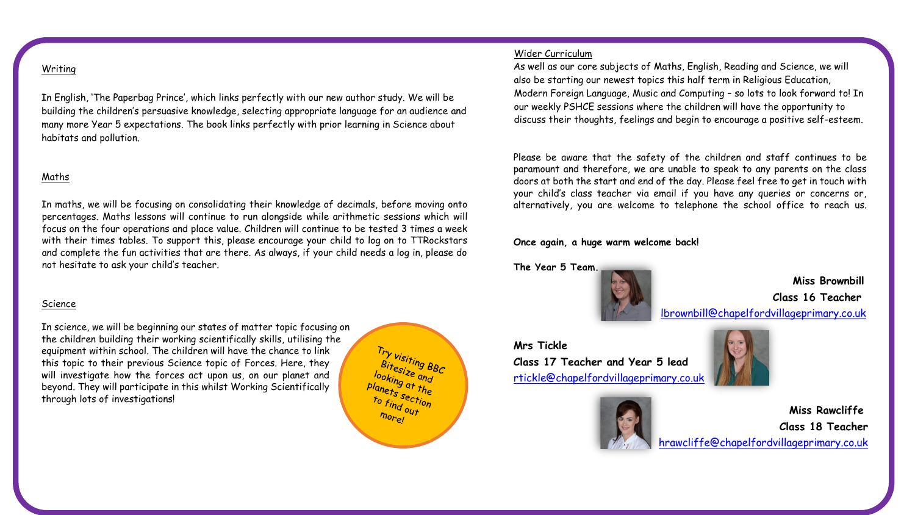## Writing

In English, 'The Paperbag Prince', which links perfectly with our new author study. We will be building the children's persuasive knowledge, selecting appropriate language for an audience and many more Year 5 expectations. The book links perfectly with prior learning in Science about habitats and pollution.

## Maths

In maths, we will be focusing on consolidating their knowledge of decimals, before moving onto percentages. Maths lessons will continue to run alongside while arithmetic sessions which will focus on the four operations and place value. Children will continue to be tested 3 times a week with their times tables. To support this, please encourage your child to log on to TTRockstars and complete the fun activities that are there. As always, if your child needs a log in, please do not hesitate to ask your child's teacher.

## Science

In science, we will be beginning our states of matter topic focusing on the children building their working scientifically skills, utilising the equipment within school. The children will have the chance to link this topic to their previous Science topic of Forces. Here, they will investigate how the forces act upon us, on our planet and beyond. They will participate in this whilst Working Scientifically through lots of investigations!

Try visiting BBC Bitesize and looking at the planets section to find out more!

## Wider Curriculum

As well as our core subjects of Maths, English, Reading and Science, we will also be starting our newest topics this half term in Religious Education, Modern Foreign Language, Music and Computing – so lots to look forward to! In our weekly PSHCE sessions where the children will have the opportunity to discuss their thoughts, feelings and begin to encourage a positive self-esteem.

Please be aware that the safety of the children and staff continues to be paramount and therefore, we are unable to speak to any parents on the class doors at both the start and end of the day. Please feel free to get in touch with your child's class teacher via email if you have any queries or concerns or, alternatively, you are welcome to telephone the school office to reach us.

**Once again, a huge warm welcome back!**

**The Year 5 Team.**

**Miss Brownbill**
**Class 16 Teacher**
lbrownbill@chapelfordvillageprimary.co.uk

**Mrs Tickle**
**Class 17 Teacher and Year 5 lead**
rtickle@chapelfordvillageprimary.co.uk

**Miss Rawcliffe**
**Class 18 Teacher**
hrawcliffe@chapelfordvillageprimary.co.uk